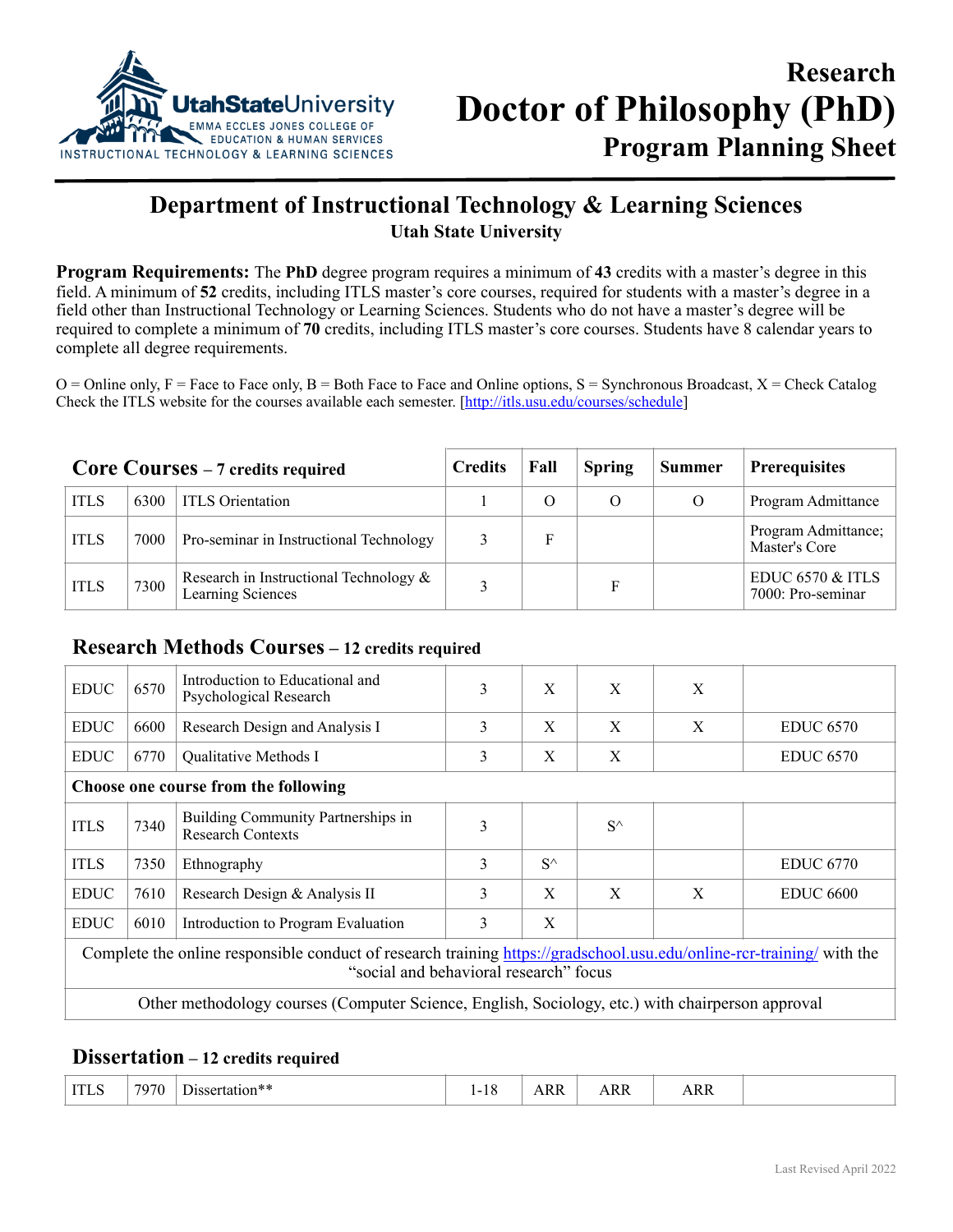Research

# Doctor of Philosophy (PhD)

Program Planning Sheet

Utah State University — Emma Eccles Jones College of Education & Human Services — Instructional Technology & Learning Sciences

## Department of Instructional Technology & Learning Sciences

**Utah State University**

**Program Requirements:** The **PhD** degree program requires a minimum of **43** credits with a master's degree in this field. A minimum of **52** credits, including ITLS master's core courses, required for students with a master's degree in a field other than Instructional Technology or Learning Sciences. Students who do not have a master's degree will be required to complete a minimum of **70** credits, including ITLS master's core courses. Students have 8 calendar years to complete all degree requirements.

O = Online only, F = Face to Face only, B = Both Face to Face and Online options, S = Synchronous Broadcast, X = Check Catalog
Check the ITLS website for the courses available each semester. [http://itls.usu.edu/courses/schedule]

### Core Courses – 7 credits required

| | | | Credits | Fall | Spring | Summer | Prerequisites |
|---|---|---|---|---|---|---|---|
| ITLS | 6300 | ITLS Orientation | 1 | O | O | O | Program Admittance |
| ITLS | 7000 | Pro-seminar in Instructional Technology | 3 | F | | | Program Admittance; Master's Core |
| ITLS | 7300 | Research in Instructional Technology & Learning Sciences | 3 | | F | | EDUC 6570 & ITLS 7000: Pro-seminar |

### Research Methods Courses – 12 credits required

| | | | Credits | Fall | Spring | Summer | Prerequisites |
|---|---|---|---|---|---|---|---|
| EDUC | 6570 | Introduction to Educational and Psychological Research | 3 | X | X | X | |
| EDUC | 6600 | Research Design and Analysis I | 3 | X | X | X | EDUC 6570 |
| EDUC | 6770 | Qualitative Methods I | 3 | X | X | | EDUC 6570 |
| **Choose one course from the following** | | | | | | | |
| ITLS | 7340 | Building Community Partnerships in Research Contexts | 3 | | S^ | | |
| ITLS | 7350 | Ethnography | 3 | S^ | | | EDUC 6770 |
| EDUC | 7610 | Research Design & Analysis II | 3 | X | X | X | EDUC 6600 |
| EDUC | 6010 | Introduction to Program Evaluation | 3 | X | | | |
| Complete the online responsible conduct of research training https://gradschool.usu.edu/online-rcr-training/ with the "social and behavioral research" focus | | | | | | | |
| Other methodology courses (Computer Science, English, Sociology, etc.) with chairperson approval | | | | | | | |

### Dissertation – 12 credits required

| | | | Credits | Fall | Spring | Summer | Prerequisites |
|---|---|---|---|---|---|---|---|
| ITLS | 7970 | Dissertation** | 1-18 | ARR | ARR | ARR | |

Last Revised April 2022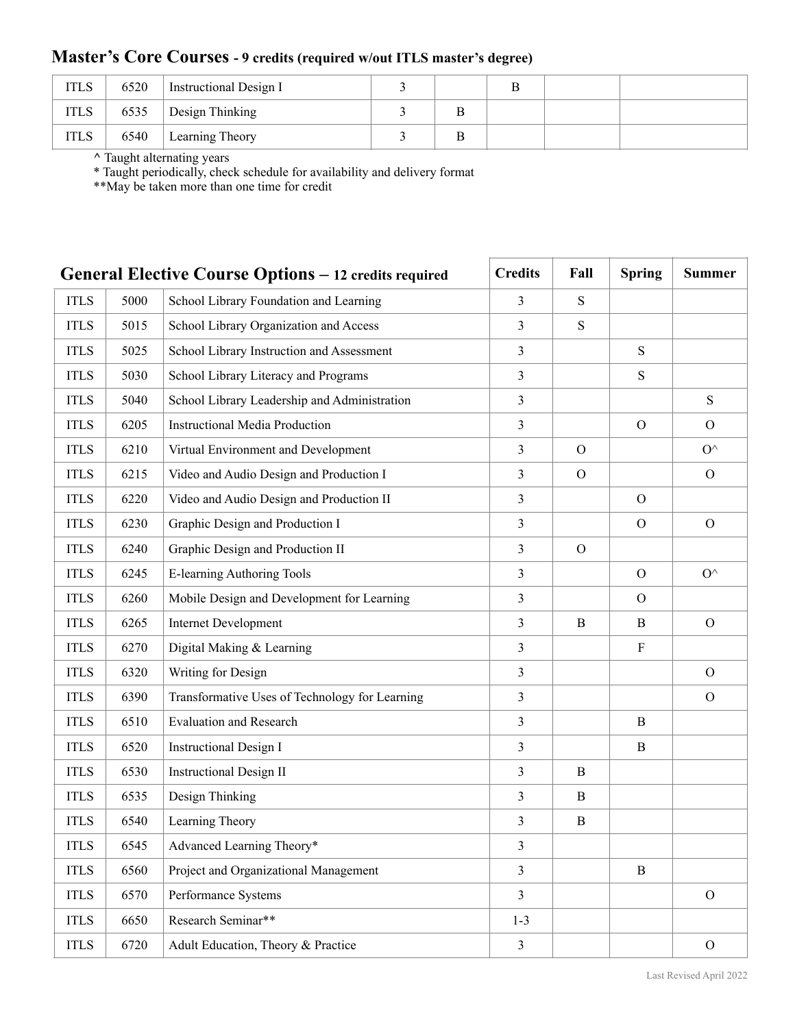## Master's Core Courses - 9 credits (required w/out ITLS master's degree)

| | | | | | | | |
|---|---|---|---|---|---|---|---|
| ITLS | 6520 | Instructional Design I | 3 | | B | | |
| ITLS | 6535 | Design Thinking | 3 | B | | | |
| ITLS | 6540 | Learning Theory | 3 | B | | | |

^ Taught alternating years
* Taught periodically, check schedule for availability and delivery format
**May be taken more than one time for credit

## General Elective Course Options – 12 credits required

| | | | Credits | Fall | Spring | Summer |
|---|---|---|---|---|---|---|
| ITLS | 5000 | School Library Foundation and Learning | 3 | S | | |
| ITLS | 5015 | School Library Organization and Access | 3 | S | | |
| ITLS | 5025 | School Library Instruction and Assessment | 3 | | S | |
| ITLS | 5030 | School Library Literacy and Programs | 3 | | S | |
| ITLS | 5040 | School Library Leadership and Administration | 3 | | | S |
| ITLS | 6205 | Instructional Media Production | 3 | | O | O |
| ITLS | 6210 | Virtual Environment and Development | 3 | O | | O^ |
| ITLS | 6215 | Video and Audio Design and Production I | 3 | O | | O |
| ITLS | 6220 | Video and Audio Design and Production II | 3 | | O | |
| ITLS | 6230 | Graphic Design and Production I | 3 | | O | O |
| ITLS | 6240 | Graphic Design and Production II | 3 | O | | |
| ITLS | 6245 | E-learning Authoring Tools | 3 | | O | O^ |
| ITLS | 6260 | Mobile Design and Development for Learning | 3 | | O | |
| ITLS | 6265 | Internet Development | 3 | B | B | O |
| ITLS | 6270 | Digital Making & Learning | 3 | | F | |
| ITLS | 6320 | Writing for Design | 3 | | | O |
| ITLS | 6390 | Transformative Uses of Technology for Learning | 3 | | | O |
| ITLS | 6510 | Evaluation and Research | 3 | | B | |
| ITLS | 6520 | Instructional Design I | 3 | | B | |
| ITLS | 6530 | Instructional Design II | 3 | B | | |
| ITLS | 6535 | Design Thinking | 3 | B | | |
| ITLS | 6540 | Learning Theory | 3 | B | | |
| ITLS | 6545 | Advanced Learning Theory* | 3 | | | |
| ITLS | 6560 | Project and Organizational Management | 3 | | B | |
| ITLS | 6570 | Performance Systems | 3 | | | O |
| ITLS | 6650 | Research Seminar** | 1-3 | | | |
| ITLS | 6720 | Adult Education, Theory & Practice | 3 | | | O |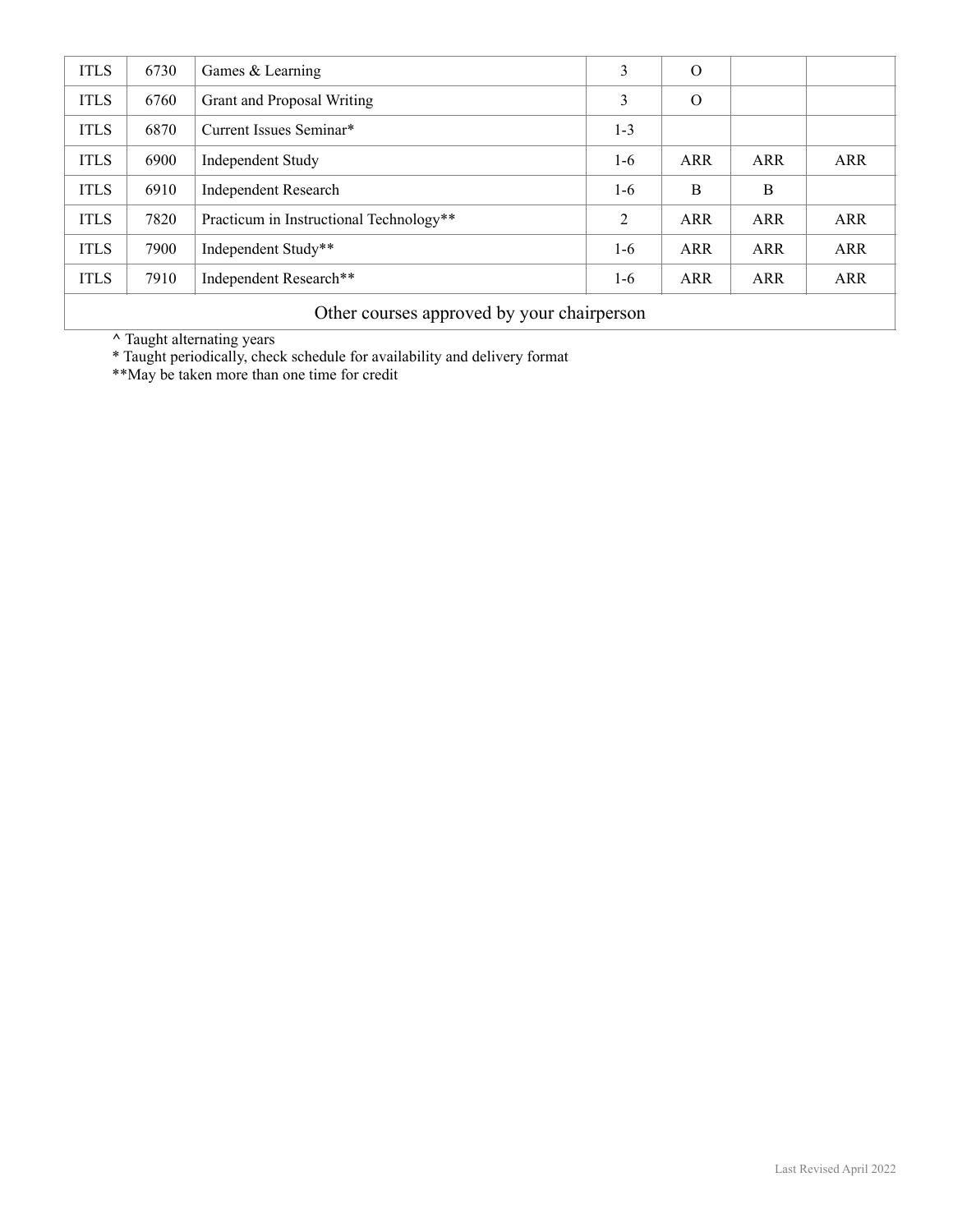| | | | | | | |
|---|---|---|---|---|---|---|
| ITLS | 6730 | Games & Learning | 3 | O | | |
| ITLS | 6760 | Grant and Proposal Writing | 3 | O | | |
| ITLS | 6870 | Current Issues Seminar* | 1-3 | | | |
| ITLS | 6900 | Independent Study | 1-6 | ARR | ARR | ARR |
| ITLS | 6910 | Independent Research | 1-6 | B | B | |
| ITLS | 7820 | Practicum in Instructional Technology** | 2 | ARR | ARR | ARR |
| ITLS | 7900 | Independent Study** | 1-6 | ARR | ARR | ARR |
| ITLS | 7910 | Independent Research** | 1-6 | ARR | ARR | ARR |
| Other courses approved by your chairperson | | | | | | |

^ Taught alternating years

* Taught periodically, check schedule for availability and delivery format

**May be taken more than one time for credit

Last Revised April 2022